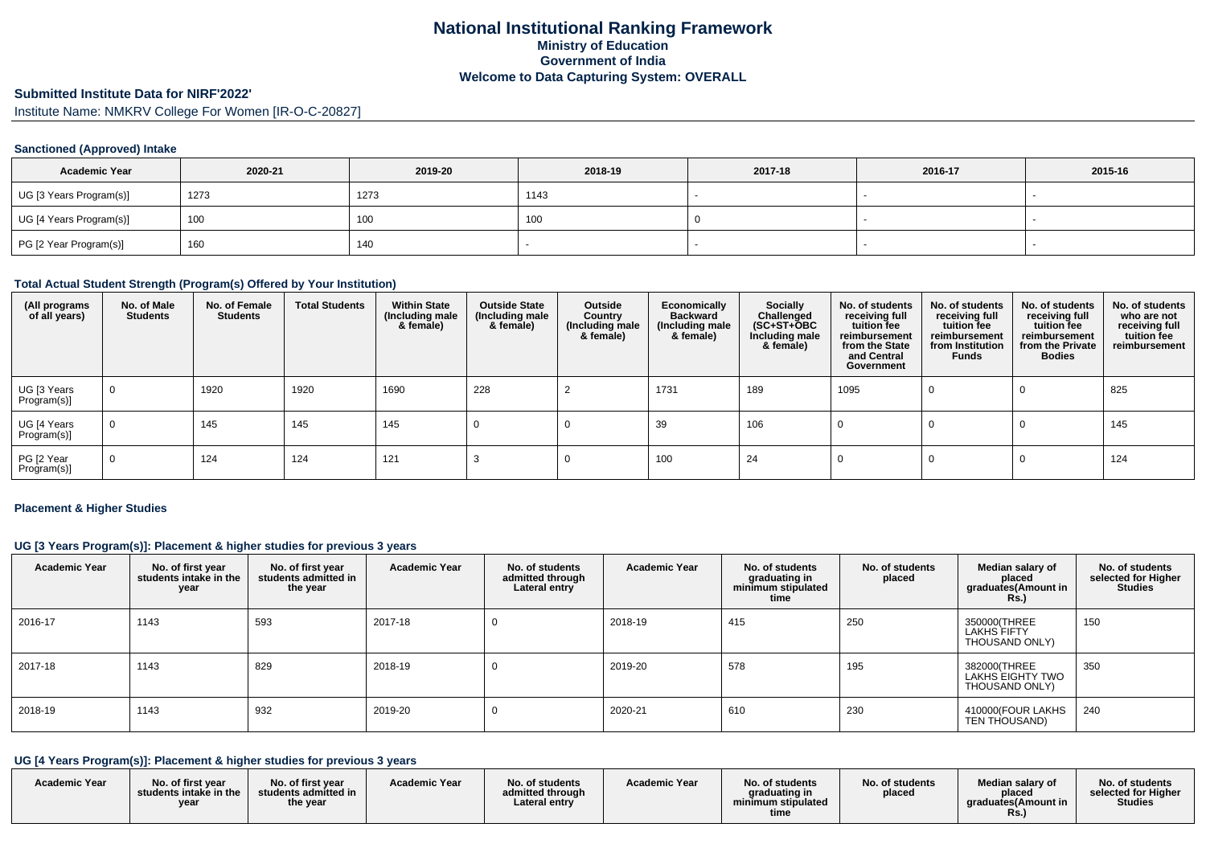# National Institutional Ranking Framework
## Ministry of Education
## Government of India
## Welcome to Data Capturing System: OVERALL

**Submitted Institute Data for NIRF'2022'**

Institute Name: NMKRV College For Women [IR-O-C-20827]

### Sanctioned (Approved) Intake

| Academic Year | 2020-21 | 2019-20 | 2018-19 | 2017-18 | 2016-17 | 2015-16 |
|---|---|---|---|---|---|---|
| UG [3 Years Program(s)] | 1273 | 1273 | 1143 | - | - | - |
| UG [4 Years Program(s)] | 100 | 100 | 100 | 0 | - | - |
| PG [2 Year Program(s)] | 160 | 140 | - | - | - | - |

### Total Actual Student Strength (Program(s) Offered by Your Institution)

| (All programs of all years) | No. of Male Students | No. of Female Students | Total Students | Within State (Including male & female) | Outside State (Including male & female) | Outside Country (Including male & female) | Economically Backward (Including male & female) | Socially Challenged (SC+ST+OBC Including male & female) | No. of students receiving full tuition fee reimbursement from the State and Central Government | No. of students receiving full tuition fee reimbursement from Institution Funds | No. of students receiving full tuition fee reimbursement from the Private Bodies | No. of students who are not receiving full tuition fee reimbursement |
|---|---|---|---|---|---|---|---|---|---|---|---|---|
| UG [3 Years Program(s)] | 0 | 1920 | 1920 | 1690 | 228 | 2 | 1731 | 189 | 1095 | 0 | 0 | 825 |
| UG [4 Years Program(s)] | 0 | 145 | 145 | 145 | 0 | 0 | 39 | 106 | 0 | 0 | 0 | 145 |
| PG [2 Year Program(s)] | 0 | 124 | 124 | 121 | 3 | 0 | 100 | 24 | 0 | 0 | 0 | 124 |

### Placement & Higher Studies

#### UG [3 Years Program(s)]: Placement & higher studies for previous 3 years

| Academic Year | No. of first year students intake in the year | No. of first year students admitted in the year | Academic Year | No. of students admitted through Lateral entry | Academic Year | No. of students graduating in minimum stipulated time | No. of students placed | Median salary of placed graduates(Amount in Rs.) | No. of students selected for Higher Studies |
|---|---|---|---|---|---|---|---|---|---|
| 2016-17 | 1143 | 593 | 2017-18 | 0 | 2018-19 | 415 | 250 | 350000(THREE LAKHS FIFTY THOUSAND ONLY) | 150 |
| 2017-18 | 1143 | 829 | 2018-19 | 0 | 2019-20 | 578 | 195 | 382000(THREE LAKHS EIGHTY TWO THOUSAND ONLY) | 350 |
| 2018-19 | 1143 | 932 | 2019-20 | 0 | 2020-21 | 610 | 230 | 410000(FOUR LAKHS TEN THOUSAND) | 240 |

#### UG [4 Years Program(s)]: Placement & higher studies for previous 3 years

| Academic Year | No. of first year students intake in the year | No. of first year students admitted in the year | Academic Year | No. of students admitted through Lateral entry | Academic Year | No. of students graduating in minimum stipulated time | No. of students placed | Median salary of placed graduates(Amount in Rs.) | No. of students selected for Higher Studies |
|---|---|---|---|---|---|---|---|---|---|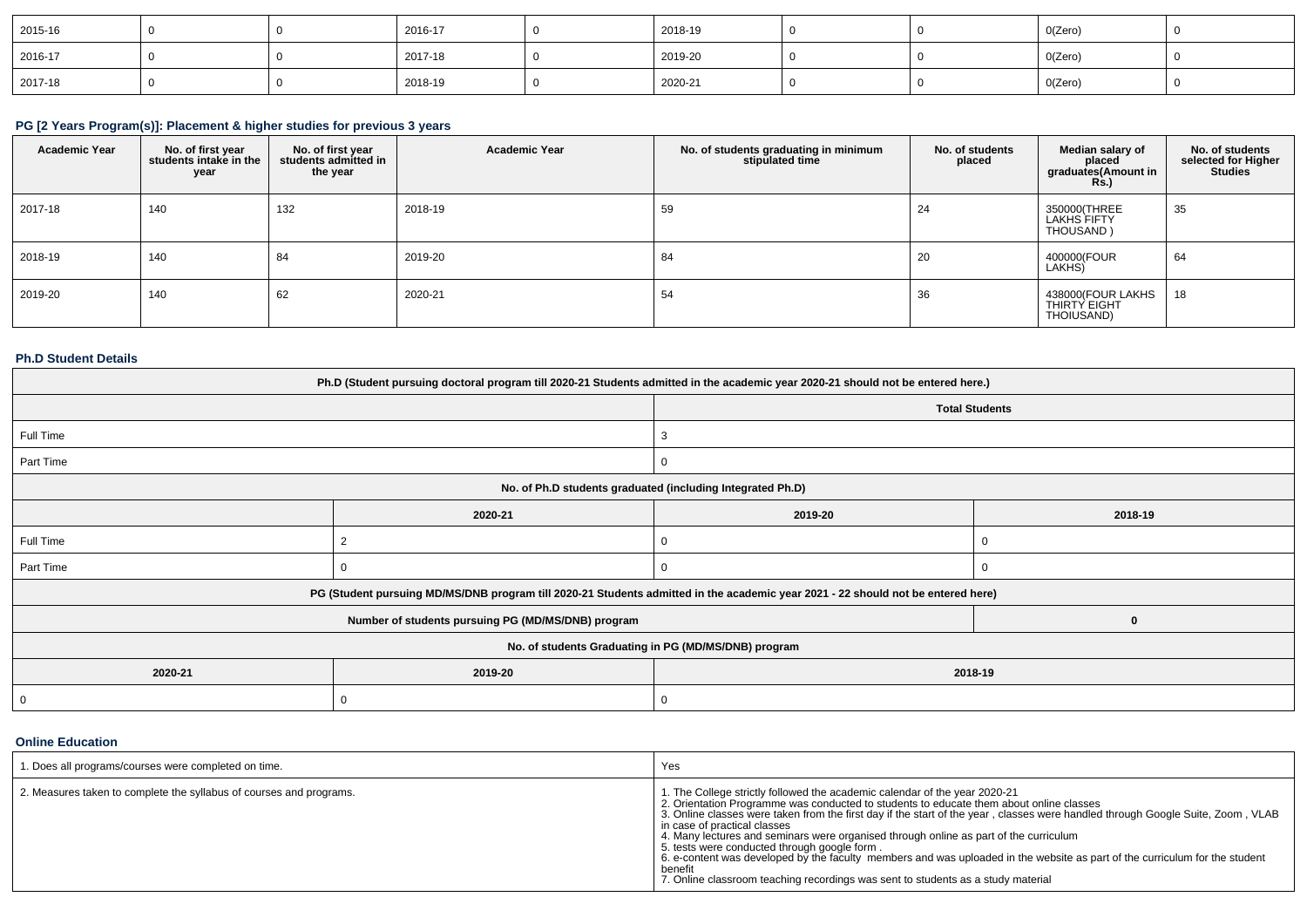| 2015-16 | 0 | 0 | 2016-17 | 0 | 2018-19 | 0 | 0 | 0(Zero) | 0 |
|---|---|---|---|---|---|---|---|---|---|
| 2016-17 | 0 | 0 | 2017-18 | 0 | 2019-20 | 0 | 0 | 0(Zero) | 0 |
| 2017-18 | 0 | 0 | 2018-19 | 0 | 2020-21 | 0 | 0 | 0(Zero) | 0 |

### PG [2 Years Program(s)]: Placement & higher studies for previous 3 years

| Academic Year | No. of first year students intake in the year | No. of first year students admitted in the year | Academic Year | No. of students graduating in minimum stipulated time | No. of students placed | Median salary of placed graduates(Amount in Rs.) | No. of students selected for Higher Studies |
|---|---|---|---|---|---|---|---|
| 2017-18 | 140 | 132 | 2018-19 | 59 | 24 | 350000(THREE LAKHS FIFTY THOUSAND ) | 35 |
| 2018-19 | 140 | 84 | 2019-20 | 84 | 20 | 400000(FOUR LAKHS) | 64 |
| 2019-20 | 140 | 62 | 2020-21 | 54 | 36 | 438000(FOUR LAKHS THIRTY EIGHT THOIUSAND) | 18 |

### Ph.D Student Details

| Ph.D (Student pursuing doctoral program till 2020-21 Students admitted in the academic year 2020-21 should not be entered here.) | | | |
|---|---|---|---|
| | | Total Students | |
| Full Time | | 3 | |
| Part Time | | 0 | |
| No. of Ph.D students graduated (including Integrated Ph.D) | | | |
| | 2020-21 | 2019-20 | 2018-19 |
| Full Time | 2 | 0 | 0 |
| Part Time | 0 | 0 | 0 |
| PG (Student pursuing MD/MS/DNB program till 2020-21 Students admitted in the academic year 2021 - 22 should not be entered here) | | | |
| Number of students pursuing PG (MD/MS/DNB) program | | | 0 |
| No. of students Graduating in PG (MD/MS/DNB) program | | | |
| 2020-21 | 2019-20 | 2018-19 | |
| 0 | 0 | 0 | |

### Online Education

| | |
|---|---|
| 1. Does all programs/courses were completed on time. | Yes |
| 2. Measures taken to complete the syllabus of courses and programs. | 1. The College strictly followed the academic calendar of the year 2020-21<br>2. Orientation Programme was conducted to students to educate them about online classes<br>3. Online classes were taken from the first day if the start of the year , classes were handled through Google Suite, Zoom , VLAB in case of practical classes<br>4. Many lectures and seminars were organised through online as part of the curriculum<br>5. tests were conducted through google form .<br>6. e-content was developed by the faculty members and was uploaded in the website as part of the curriculum for the student benefit<br>7. Online classroom teaching recordings was sent to students as a study material |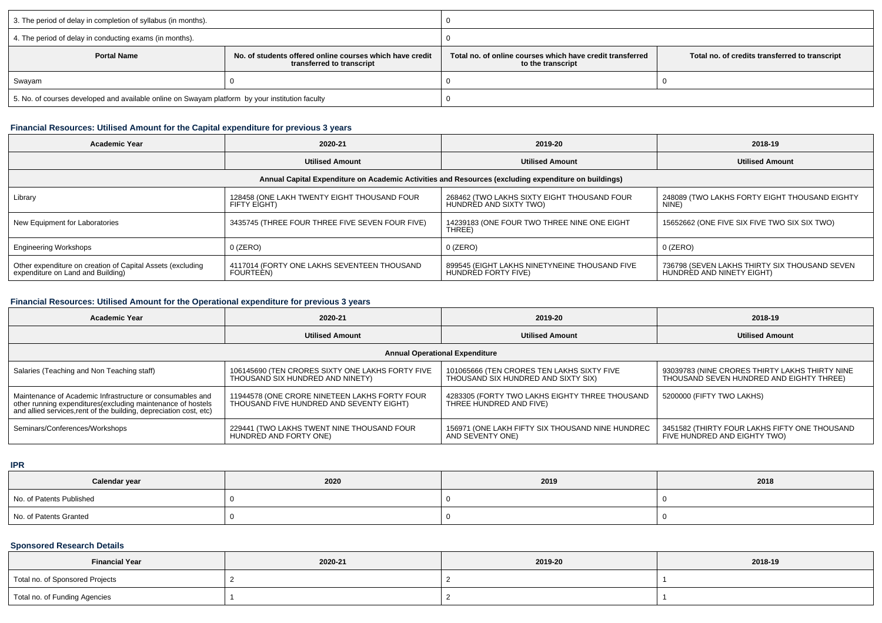| 3. The period of delay in completion of syllabus (in months). | 0 | | |
|---|---|---|---|
| 4. The period of delay in conducting exams (in months). | 0 | | |
| **Portal Name** | **No. of students offered online courses which have credit transferred to transcript** | **Total no. of online courses which have credit transferred to the transcript** | **Total no. of credits transferred to transcript** |
| Swayam | 0 | 0 | 0 |
| 5. No. of courses developed and available online on Swayam platform by your institution faculty | 0 | | |

### Financial Resources: Utilised Amount for the Capital expenditure for previous 3 years

| Academic Year | 2020-21 | 2019-20 | 2018-19 |
|---|---|---|---|
| | **Utilised Amount** | **Utilised Amount** | **Utilised Amount** |
| **Annual Capital Expenditure on Academic Activities and Resources (excluding expenditure on buildings)** | | | |
| Library | 128458 (ONE LAKH TWENTY EIGHT THOUSAND FOUR FIFTY EIGHT) | 268462 (TWO LAKHS SIXTY EIGHT THOUSAND FOUR HUNDRED AND SIXTY TWO) | 248089 (TWO LAKHS FORTY EIGHT THOUSAND EIGHTY NINE) |
| New Equipment for Laboratories | 3435745 (THREE FOUR THREE FIVE SEVEN FOUR FIVE) | 14239183 (ONE FOUR TWO THREE NINE ONE EIGHT THREE) | 15652662 (ONE FIVE SIX FIVE TWO SIX SIX TWO) |
| Engineering Workshops | 0 (ZERO) | 0 (ZERO) | 0 (ZERO) |
| Other expenditure on creation of Capital Assets (excluding expenditure on Land and Building) | 4117014 (FORTY ONE LAKHS SEVENTEEN THOUSAND FOURTEEN) | 899545 (EIGHT LAKHS NINETYNEINE THOUSAND FIVE HUNDRED FORTY FIVE) | 736798 (SEVEN LAKHS THIRTY SIX THOUSAND SEVEN HUNDRED AND NINETY EIGHT) |

### Financial Resources: Utilised Amount for the Operational expenditure for previous 3 years

| Academic Year | 2020-21 | 2019-20 | 2018-19 |
|---|---|---|---|
| | **Utilised Amount** | **Utilised Amount** | **Utilised Amount** |
| **Annual Operational Expenditure** | | | |
| Salaries (Teaching and Non Teaching staff) | 106145690 (TEN CRORES SIXTY ONE LAKHS FORTY FIVE THOUSAND SIX HUNDRED AND NINETY) | 101065666 (TEN CRORES TEN LAKHS SIXTY FIVE THOUSAND SIX HUNDRED AND SIXTY SIX) | 93039783 (NINE CRORES THIRTY LAKHS THIRTY NINE THOUSAND SEVEN HUNDRED AND EIGHTY THREE) |
| Maintenance of Academic Infrastructure or consumables and other running expenditures(excluding maintenance of hostels and allied services,rent of the building, depreciation cost, etc) | 11944578 (ONE CRORE NINETEEN LAKHS FORTY FOUR THOUSAND FIVE HUNDRED AND SEVENTY EIGHT) | 4283305 (FORTY TWO LAKHS EIGHTY THREE THOUSAND THREE HUNDRED AND FIVE) | 5200000 (FIFTY TWO LAKHS) |
| Seminars/Conferences/Workshops | 229441 (TWO LAKHS TWENT NINE THOUSAND FOUR HUNDRED AND FORTY ONE) | 156971 (ONE LAKH FIFTY SIX THOUSAND NINE HUNDREC AND SEVENTY ONE) | 3451582 (THIRTY FOUR LAKHS FIFTY ONE THOUSAND FIVE HUNDRED AND EIGHTY TWO) |

### IPR

| Calendar year | 2020 | 2019 | 2018 |
|---|---|---|---|
| No. of Patents Published | 0 | 0 | 0 |
| No. of Patents Granted | 0 | 0 | 0 |

### Sponsored Research Details

| Financial Year | 2020-21 | 2019-20 | 2018-19 |
|---|---|---|---|
| Total no. of Sponsored Projects | 2 | 2 | 1 |
| Total no. of Funding Agencies | 1 | 2 | 1 |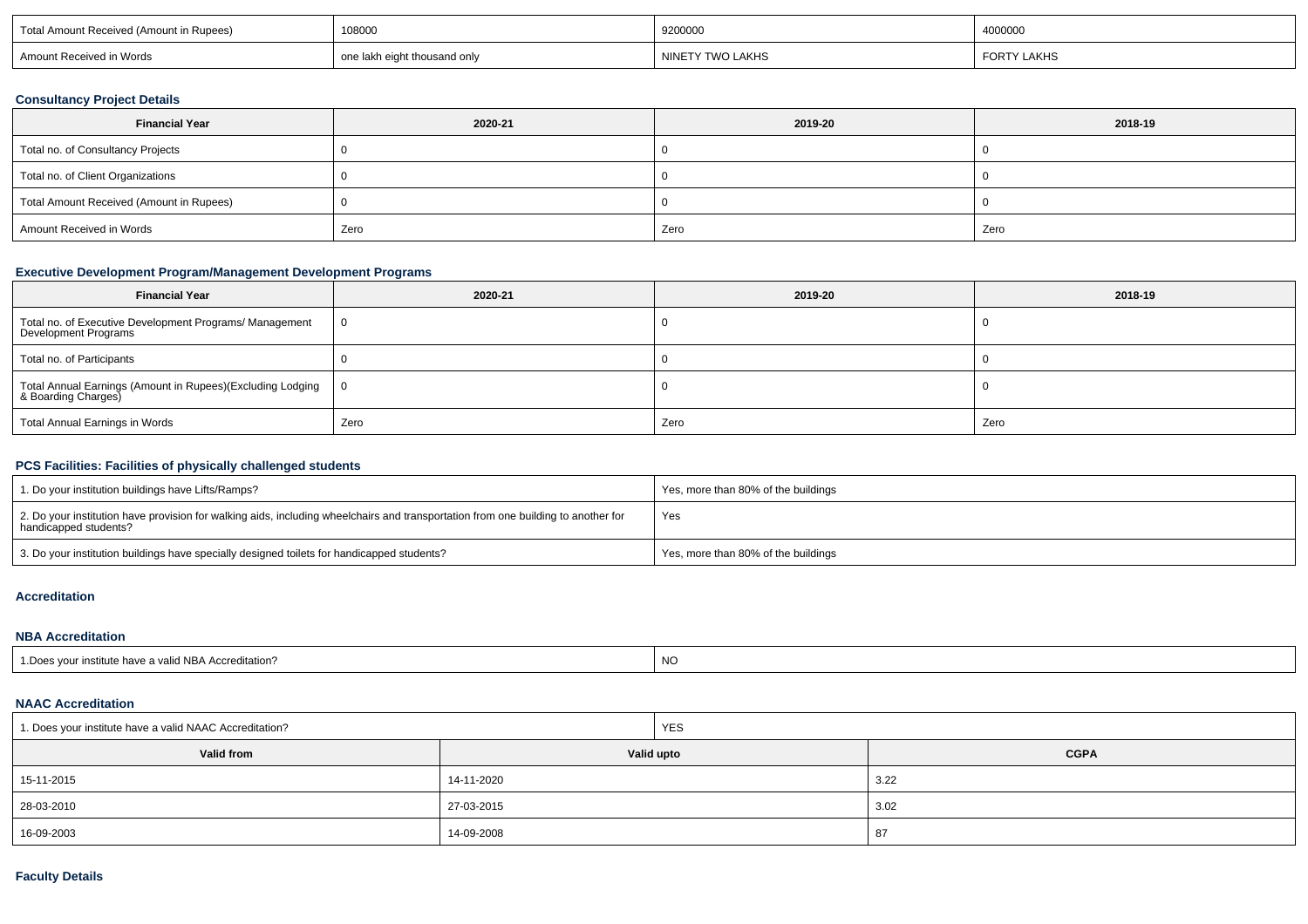| Total Amount Received (Amount in Rupees) | 108000 | 9200000 | 4000000 |
|---|---|---|---|
| Amount Received in Words | one lakh eight thousand only | NINETY TWO LAKHS | FORTY LAKHS |

### Consultancy Project Details

| Financial Year | 2020-21 | 2019-20 | 2018-19 |
|---|---|---|---|
| Total no. of Consultancy Projects | 0 | 0 | 0 |
| Total no. of Client Organizations | 0 | 0 | 0 |
| Total Amount Received (Amount in Rupees) | 0 | 0 | 0 |
| Amount Received in Words | Zero | Zero | Zero |

### Executive Development Program/Management Development Programs

| Financial Year | 2020-21 | 2019-20 | 2018-19 |
|---|---|---|---|
| Total no. of Executive Development Programs/ Management Development Programs | 0 | 0 | 0 |
| Total no. of Participants | 0 | 0 | 0 |
| Total Annual Earnings (Amount in Rupees)(Excluding Lodging & Boarding Charges) | 0 | 0 | 0 |
| Total Annual Earnings in Words | Zero | Zero | Zero |

### PCS Facilities: Facilities of physically challenged students

| | |
|---|---|
| 1. Do your institution buildings have Lifts/Ramps? | Yes, more than 80% of the buildings |
| 2. Do your institution have provision for walking aids, including wheelchairs and transportation from one building to another for handicapped students? | Yes |
| 3. Do your institution buildings have specially designed toilets for handicapped students? | Yes, more than 80% of the buildings |

### Accreditation

### NBA Accreditation

| | |
|---|---|
| 1.Does your institute have a valid NBA Accreditation? | NO |

### NAAC Accreditation

| 1. Does your institute have a valid NAAC Accreditation? | YES | |
|---|---|---|
| **Valid from** | **Valid upto** | **CGPA** |
| 15-11-2015 | 14-11-2020 | 3.22 |
| 28-03-2010 | 27-03-2015 | 3.02 |
| 16-09-2003 | 14-09-2008 | 87 |

### Faculty Details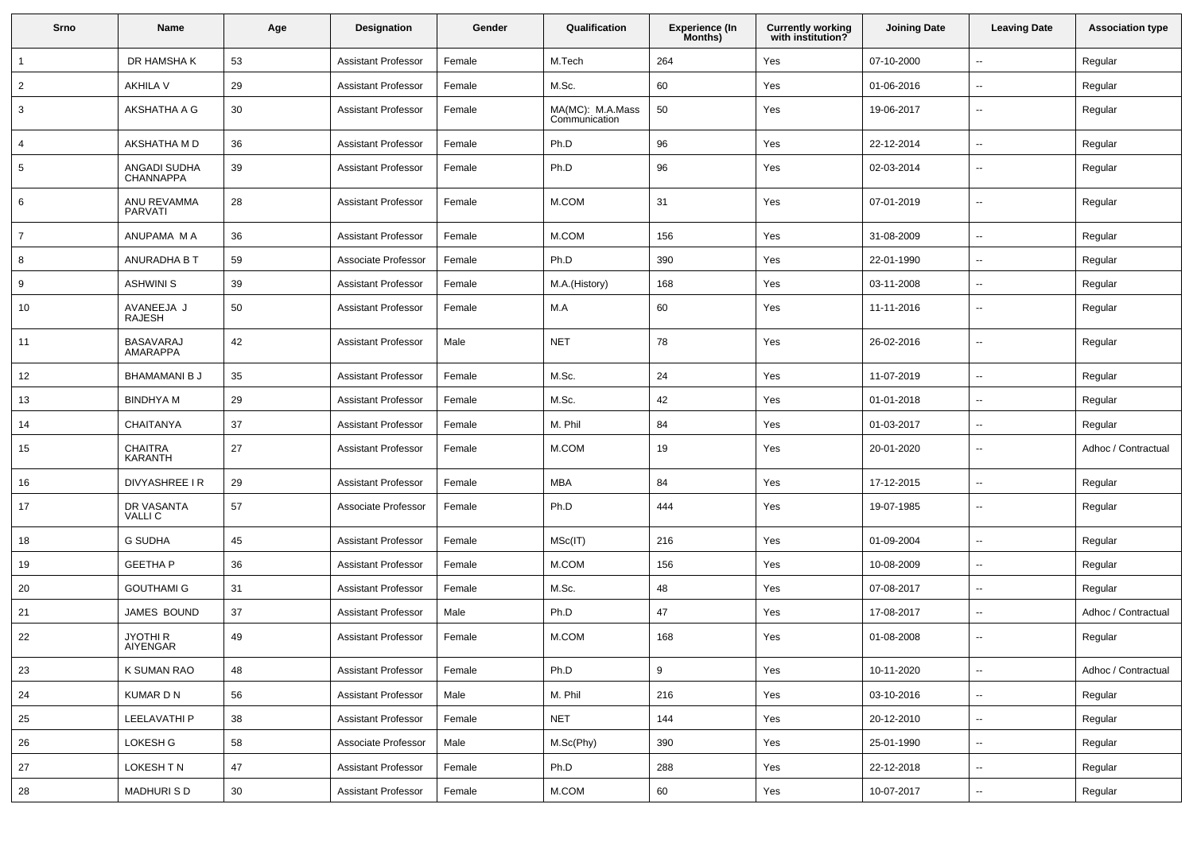| Srno | Name | Age | Designation | Gender | Qualification | Experience (In Months) | Currently working with institution? | Joining Date | Leaving Date | Association type |
|---|---|---|---|---|---|---|---|---|---|---|
| 1 | DR HAMSHA K | 53 | Assistant Professor | Female | M.Tech | 264 | Yes | 07-10-2000 | -- | Regular |
| 2 | AKHILA V | 29 | Assistant Professor | Female | M.Sc. | 60 | Yes | 01-06-2016 | -- | Regular |
| 3 | AKSHATHA A G | 30 | Assistant Professor | Female | MA(MC): M.A.Mass Communication | 50 | Yes | 19-06-2017 | -- | Regular |
| 4 | AKSHATHA M D | 36 | Assistant Professor | Female | Ph.D | 96 | Yes | 22-12-2014 | -- | Regular |
| 5 | ANGADI SUDHA CHANNAPPA | 39 | Assistant Professor | Female | Ph.D | 96 | Yes | 02-03-2014 | -- | Regular |
| 6 | ANU REVAMMA PARVATI | 28 | Assistant Professor | Female | M.COM | 31 | Yes | 07-01-2019 | -- | Regular |
| 7 | ANUPAMA M A | 36 | Assistant Professor | Female | M.COM | 156 | Yes | 31-08-2009 | -- | Regular |
| 8 | ANURADHA B T | 59 | Associate Professor | Female | Ph.D | 390 | Yes | 22-01-1990 | -- | Regular |
| 9 | ASHWINI S | 39 | Assistant Professor | Female | M.A.(History) | 168 | Yes | 03-11-2008 | -- | Regular |
| 10 | AVANEEJA J RAJESH | 50 | Assistant Professor | Female | M.A | 60 | Yes | 11-11-2016 | -- | Regular |
| 11 | BASAVARAJ AMARAPPA | 42 | Assistant Professor | Male | NET | 78 | Yes | 26-02-2016 | -- | Regular |
| 12 | BHAMAMANI B J | 35 | Assistant Professor | Female | M.Sc. | 24 | Yes | 11-07-2019 | -- | Regular |
| 13 | BINDHYA M | 29 | Assistant Professor | Female | M.Sc. | 42 | Yes | 01-01-2018 | -- | Regular |
| 14 | CHAITANYA | 37 | Assistant Professor | Female | M. Phil | 84 | Yes | 01-03-2017 | -- | Regular |
| 15 | CHAITRA KARANTH | 27 | Assistant Professor | Female | M.COM | 19 | Yes | 20-01-2020 | -- | Adhoc / Contractual |
| 16 | DIVYASHREE I R | 29 | Assistant Professor | Female | MBA | 84 | Yes | 17-12-2015 | -- | Regular |
| 17 | DR VASANTA VALLI C | 57 | Associate Professor | Female | Ph.D | 444 | Yes | 19-07-1985 | -- | Regular |
| 18 | G SUDHA | 45 | Assistant Professor | Female | MSc(IT) | 216 | Yes | 01-09-2004 | -- | Regular |
| 19 | GEETHA P | 36 | Assistant Professor | Female | M.COM | 156 | Yes | 10-08-2009 | -- | Regular |
| 20 | GOUTHAMI G | 31 | Assistant Professor | Female | M.Sc. | 48 | Yes | 07-08-2017 | -- | Regular |
| 21 | JAMES BOUND | 37 | Assistant Professor | Male | Ph.D | 47 | Yes | 17-08-2017 | -- | Adhoc / Contractual |
| 22 | JYOTHI R AIYENGAR | 49 | Assistant Professor | Female | M.COM | 168 | Yes | 01-08-2008 | -- | Regular |
| 23 | K SUMAN RAO | 48 | Assistant Professor | Female | Ph.D | 9 | Yes | 10-11-2020 | -- | Adhoc / Contractual |
| 24 | KUMAR D N | 56 | Assistant Professor | Male | M. Phil | 216 | Yes | 03-10-2016 | -- | Regular |
| 25 | LEELAVATHI P | 38 | Assistant Professor | Female | NET | 144 | Yes | 20-12-2010 | -- | Regular |
| 26 | LOKESH G | 58 | Associate Professor | Male | M.Sc(Phy) | 390 | Yes | 25-01-1990 | -- | Regular |
| 27 | LOKESH T N | 47 | Assistant Professor | Female | Ph.D | 288 | Yes | 22-12-2018 | -- | Regular |
| 28 | MADHURI S D | 30 | Assistant Professor | Female | M.COM | 60 | Yes | 10-07-2017 | -- | Regular |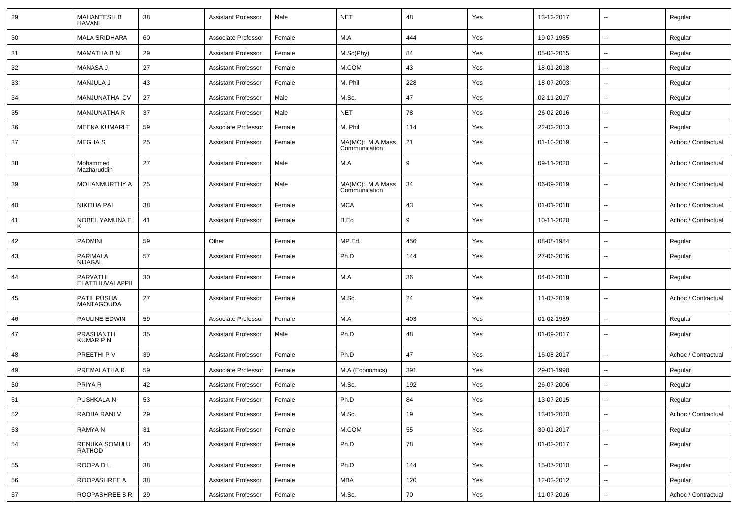| 29 | MAHANTESH B HAVANI | 38 | Assistant Professor | Male | NET | 48 | Yes | 13-12-2017 | -- | Regular |
|---|---|---|---|---|---|---|---|---|---|---|
| 30 | MALA SRIDHARA | 60 | Associate Professor | Female | M.A | 444 | Yes | 19-07-1985 | -- | Regular |
| 31 | MAMATHA B N | 29 | Assistant Professor | Female | M.Sc(Phy) | 84 | Yes | 05-03-2015 | -- | Regular |
| 32 | MANASA J | 27 | Assistant Professor | Female | M.COM | 43 | Yes | 18-01-2018 | -- | Regular |
| 33 | MANJULA J | 43 | Assistant Professor | Female | M. Phil | 228 | Yes | 18-07-2003 | -- | Regular |
| 34 | MANJUNATHA CV | 27 | Assistant Professor | Male | M.Sc. | 47 | Yes | 02-11-2017 | -- | Regular |
| 35 | MANJUNATHA R | 37 | Assistant Professor | Male | NET | 78 | Yes | 26-02-2016 | -- | Regular |
| 36 | MEENA KUMARI T | 59 | Associate Professor | Female | M. Phil | 114 | Yes | 22-02-2013 | -- | Regular |
| 37 | MEGHA S | 25 | Assistant Professor | Female | MA(MC): M.A.Mass Communication | 21 | Yes | 01-10-2019 | -- | Adhoc / Contractual |
| 38 | Mohammed Mazharuddin | 27 | Assistant Professor | Male | M.A | 9 | Yes | 09-11-2020 | -- | Adhoc / Contractual |
| 39 | MOHANMURTHY A | 25 | Assistant Professor | Male | MA(MC): M.A.Mass Communication | 34 | Yes | 06-09-2019 | -- | Adhoc / Contractual |
| 40 | NIKITHA PAI | 38 | Assistant Professor | Female | MCA | 43 | Yes | 01-01-2018 | -- | Adhoc / Contractual |
| 41 | NOBEL YAMUNA E K | 41 | Assistant Professor | Female | B.Ed | 9 | Yes | 10-11-2020 | -- | Adhoc / Contractual |
| 42 | PADMINI | 59 | Other | Female | MP.Ed. | 456 | Yes | 08-08-1984 | -- | Regular |
| 43 | PARIMALA NIJAGAL | 57 | Assistant Professor | Female | Ph.D | 144 | Yes | 27-06-2016 | -- | Regular |
| 44 | PARVATHI ELATTHUVALAPPIL | 30 | Assistant Professor | Female | M.A | 36 | Yes | 04-07-2018 | -- | Regular |
| 45 | PATIL PUSHA MANTAGOUDA | 27 | Assistant Professor | Female | M.Sc. | 24 | Yes | 11-07-2019 | -- | Adhoc / Contractual |
| 46 | PAULINE EDWIN | 59 | Associate Professor | Female | M.A | 403 | Yes | 01-02-1989 | -- | Regular |
| 47 | PRASHANTH KUMAR P N | 35 | Assistant Professor | Male | Ph.D | 48 | Yes | 01-09-2017 | -- | Regular |
| 48 | PREETHI P V | 39 | Assistant Professor | Female | Ph.D | 47 | Yes | 16-08-2017 | -- | Adhoc / Contractual |
| 49 | PREMALATHA R | 59 | Associate Professor | Female | M.A.(Economics) | 391 | Yes | 29-01-1990 | -- | Regular |
| 50 | PRIYA R | 42 | Assistant Professor | Female | M.Sc. | 192 | Yes | 26-07-2006 | -- | Regular |
| 51 | PUSHKALA N | 53 | Assistant Professor | Female | Ph.D | 84 | Yes | 13-07-2015 | -- | Regular |
| 52 | RADHA RANI V | 29 | Assistant Professor | Female | M.Sc. | 19 | Yes | 13-01-2020 | -- | Adhoc / Contractual |
| 53 | RAMYA N | 31 | Assistant Professor | Female | M.COM | 55 | Yes | 30-01-2017 | -- | Regular |
| 54 | RENUKA SOMULU RATHOD | 40 | Assistant Professor | Female | Ph.D | 78 | Yes | 01-02-2017 | -- | Regular |
| 55 | ROOPA D L | 38 | Assistant Professor | Female | Ph.D | 144 | Yes | 15-07-2010 | -- | Regular |
| 56 | ROOPASHREE A | 38 | Assistant Professor | Female | MBA | 120 | Yes | 12-03-2012 | -- | Regular |
| 57 | ROOPASHREE B R | 29 | Assistant Professor | Female | M.Sc. | 70 | Yes | 11-07-2016 | -- | Adhoc / Contractual |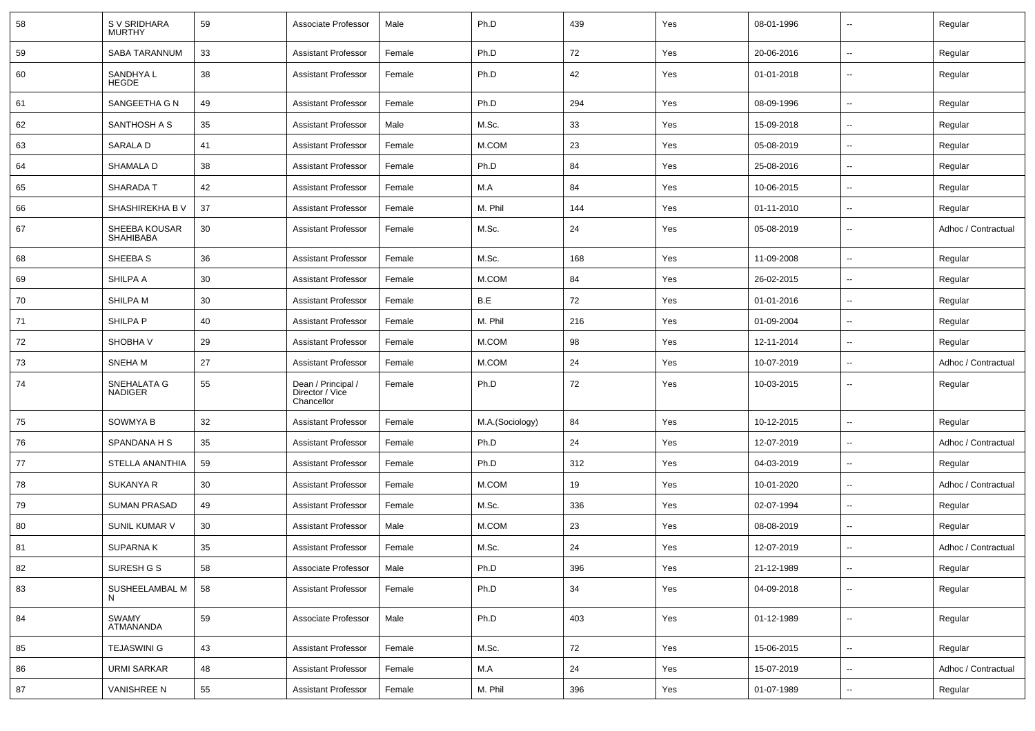| 58 | S V SRIDHARA MURTHY | 59 | Associate Professor | Male | Ph.D | 439 | Yes | 08-01-1996 | -- | Regular |
|---|---|---|---|---|---|---|---|---|---|---|
| 59 | SABA TARANNUM | 33 | Assistant Professor | Female | Ph.D | 72 | Yes | 20-06-2016 | -- | Regular |
| 60 | SANDHYA L HEGDE | 38 | Assistant Professor | Female | Ph.D | 42 | Yes | 01-01-2018 | -- | Regular |
| 61 | SANGEETHA G N | 49 | Assistant Professor | Female | Ph.D | 294 | Yes | 08-09-1996 | -- | Regular |
| 62 | SANTHOSH A S | 35 | Assistant Professor | Male | M.Sc. | 33 | Yes | 15-09-2018 | -- | Regular |
| 63 | SARALA D | 41 | Assistant Professor | Female | M.COM | 23 | Yes | 05-08-2019 | -- | Regular |
| 64 | SHAMALA D | 38 | Assistant Professor | Female | Ph.D | 84 | Yes | 25-08-2016 | -- | Regular |
| 65 | SHARADA T | 42 | Assistant Professor | Female | M.A | 84 | Yes | 10-06-2015 | -- | Regular |
| 66 | SHASHIREKHA B V | 37 | Assistant Professor | Female | M. Phil | 144 | Yes | 01-11-2010 | -- | Regular |
| 67 | SHEEBA KOUSAR SHAHIBABA | 30 | Assistant Professor | Female | M.Sc. | 24 | Yes | 05-08-2019 | -- | Adhoc / Contractual |
| 68 | SHEEBA S | 36 | Assistant Professor | Female | M.Sc. | 168 | Yes | 11-09-2008 | -- | Regular |
| 69 | SHILPA A | 30 | Assistant Professor | Female | M.COM | 84 | Yes | 26-02-2015 | -- | Regular |
| 70 | SHILPA M | 30 | Assistant Professor | Female | B.E | 72 | Yes | 01-01-2016 | -- | Regular |
| 71 | SHILPA P | 40 | Assistant Professor | Female | M. Phil | 216 | Yes | 01-09-2004 | -- | Regular |
| 72 | SHOBHA V | 29 | Assistant Professor | Female | M.COM | 98 | Yes | 12-11-2014 | -- | Regular |
| 73 | SNEHA M | 27 | Assistant Professor | Female | M.COM | 24 | Yes | 10-07-2019 | -- | Adhoc / Contractual |
| 74 | SNEHALATA G NADIGER | 55 | Dean / Principal / Director / Vice Chancellor | Female | Ph.D | 72 | Yes | 10-03-2015 | -- | Regular |
| 75 | SOWMYA B | 32 | Assistant Professor | Female | M.A.(Sociology) | 84 | Yes | 10-12-2015 | -- | Regular |
| 76 | SPANDANA H S | 35 | Assistant Professor | Female | Ph.D | 24 | Yes | 12-07-2019 | -- | Adhoc / Contractual |
| 77 | STELLA ANANTHIA | 59 | Assistant Professor | Female | Ph.D | 312 | Yes | 04-03-2019 | -- | Regular |
| 78 | SUKANYA R | 30 | Assistant Professor | Female | M.COM | 19 | Yes | 10-01-2020 | -- | Adhoc / Contractual |
| 79 | SUMAN PRASAD | 49 | Assistant Professor | Female | M.Sc. | 336 | Yes | 02-07-1994 | -- | Regular |
| 80 | SUNIL KUMAR V | 30 | Assistant Professor | Male | M.COM | 23 | Yes | 08-08-2019 | -- | Regular |
| 81 | SUPARNA K | 35 | Assistant Professor | Female | M.Sc. | 24 | Yes | 12-07-2019 | -- | Adhoc / Contractual |
| 82 | SURESH G S | 58 | Associate Professor | Male | Ph.D | 396 | Yes | 21-12-1989 | -- | Regular |
| 83 | SUSHEELAMBAL M N | 58 | Assistant Professor | Female | Ph.D | 34 | Yes | 04-09-2018 | -- | Regular |
| 84 | SWAMY ATMANANDA | 59 | Associate Professor | Male | Ph.D | 403 | Yes | 01-12-1989 | -- | Regular |
| 85 | TEJASWINI G | 43 | Assistant Professor | Female | M.Sc. | 72 | Yes | 15-06-2015 | -- | Regular |
| 86 | URMI SARKAR | 48 | Assistant Professor | Female | M.A | 24 | Yes | 15-07-2019 | -- | Adhoc / Contractual |
| 87 | VANISHREE N | 55 | Assistant Professor | Female | M. Phil | 396 | Yes | 01-07-1989 | -- | Regular |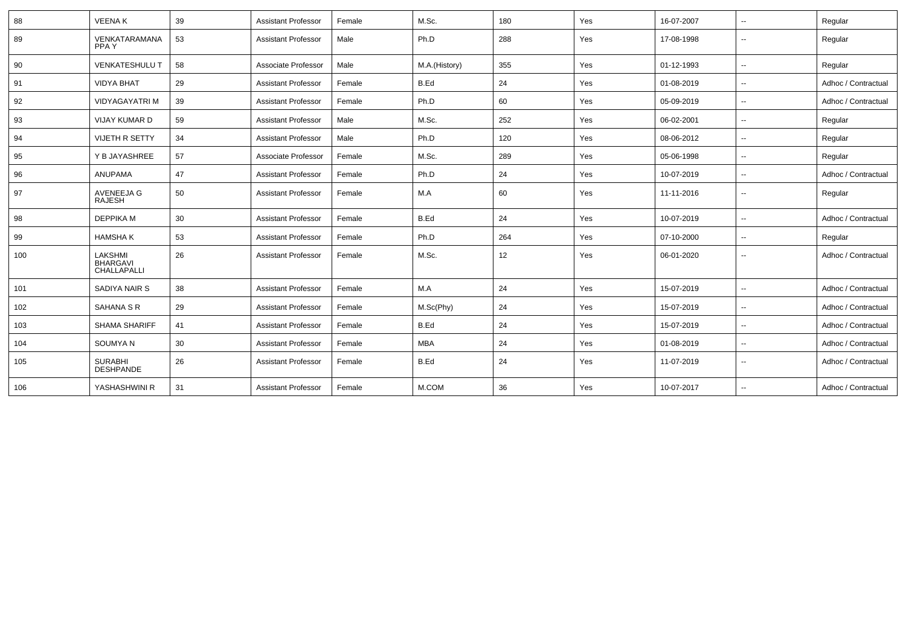| | | | | | | | | | | |
|---|---|---|---|---|---|---|---|---|---|---|
| 88 | VEENA K | 39 | Assistant Professor | Female | M.Sc. | 180 | Yes | 16-07-2007 | -- | Regular |
| 89 | VENKATARAMANAPPA Y | 53 | Assistant Professor | Male | Ph.D | 288 | Yes | 17-08-1998 | -- | Regular |
| 90 | VENKATESHULU T | 58 | Associate Professor | Male | M.A.(History) | 355 | Yes | 01-12-1993 | -- | Regular |
| 91 | VIDYA BHAT | 29 | Assistant Professor | Female | B.Ed | 24 | Yes | 01-08-2019 | -- | Adhoc / Contractual |
| 92 | VIDYAGAYATRI M | 39 | Assistant Professor | Female | Ph.D | 60 | Yes | 05-09-2019 | -- | Adhoc / Contractual |
| 93 | VIJAY KUMAR D | 59 | Assistant Professor | Male | M.Sc. | 252 | Yes | 06-02-2001 | -- | Regular |
| 94 | VIJETH R SETTY | 34 | Assistant Professor | Male | Ph.D | 120 | Yes | 08-06-2012 | -- | Regular |
| 95 | Y B JAYASHREE | 57 | Associate Professor | Female | M.Sc. | 289 | Yes | 05-06-1998 | -- | Regular |
| 96 | ANUPAMA | 47 | Assistant Professor | Female | Ph.D | 24 | Yes | 10-07-2019 | -- | Adhoc / Contractual |
| 97 | AVENEEJA G RAJESH | 50 | Assistant Professor | Female | M.A | 60 | Yes | 11-11-2016 | -- | Regular |
| 98 | DEPPIKA M | 30 | Assistant Professor | Female | B.Ed | 24 | Yes | 10-07-2019 | -- | Adhoc / Contractual |
| 99 | HAMSHA K | 53 | Assistant Professor | Female | Ph.D | 264 | Yes | 07-10-2000 | -- | Regular |
| 100 | LAKSHMI BHARGAVI CHALLAPALLI | 26 | Assistant Professor | Female | M.Sc. | 12 | Yes | 06-01-2020 | -- | Adhoc / Contractual |
| 101 | SADIYA NAIR S | 38 | Assistant Professor | Female | M.A | 24 | Yes | 15-07-2019 | -- | Adhoc / Contractual |
| 102 | SAHANA S R | 29 | Assistant Professor | Female | M.Sc(Phy) | 24 | Yes | 15-07-2019 | -- | Adhoc / Contractual |
| 103 | SHAMA SHARIFF | 41 | Assistant Professor | Female | B.Ed | 24 | Yes | 15-07-2019 | -- | Adhoc / Contractual |
| 104 | SOUMYA N | 30 | Assistant Professor | Female | MBA | 24 | Yes | 01-08-2019 | -- | Adhoc / Contractual |
| 105 | SURABHI DESHPANDE | 26 | Assistant Professor | Female | B.Ed | 24 | Yes | 11-07-2019 | -- | Adhoc / Contractual |
| 106 | YASHASHWINI R | 31 | Assistant Professor | Female | M.COM | 36 | Yes | 10-07-2017 | -- | Adhoc / Contractual |